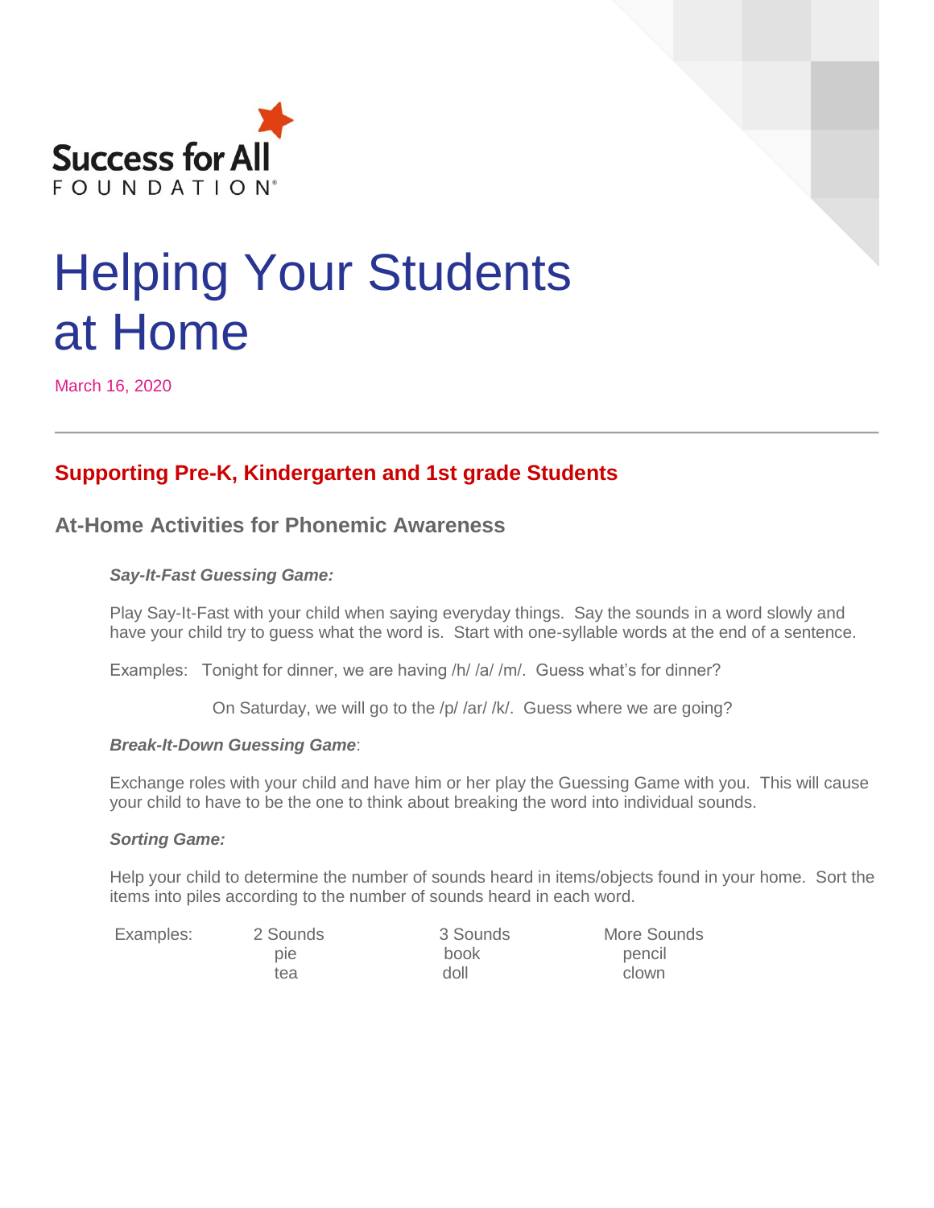Success for All FOUNDATION

# Helping Your Students at Home

March 16, 2020

---

## Supporting Pre-K, Kindergarten and 1st grade Students

### At-Home Activities for Phonemic Awareness

***Say-It-Fast Guessing Game:***

Play Say-It-Fast with your child when saying everyday things. Say the sounds in a word slowly and have your child try to guess what the word is. Start with one-syllable words at the end of a sentence.

Examples: Tonight for dinner, we are having /h/ /a/ /m/. Guess what's for dinner?

On Saturday, we will go to the /p/ /ar/ /k/. Guess where we are going?

***Break-It-Down Guessing Game***:

Exchange roles with your child and have him or her play the Guessing Game with you. This will cause your child to have to be the one to think about breaking the word into individual sounds.

***Sorting Game:***

Help your child to determine the number of sounds heard in items/objects found in your home. Sort the items into piles according to the number of sounds heard in each word.

| Examples: | 2 Sounds | 3 Sounds | More Sounds |
|---|---|---|---|
| | pie | book | pencil |
| | tea | doll | clown |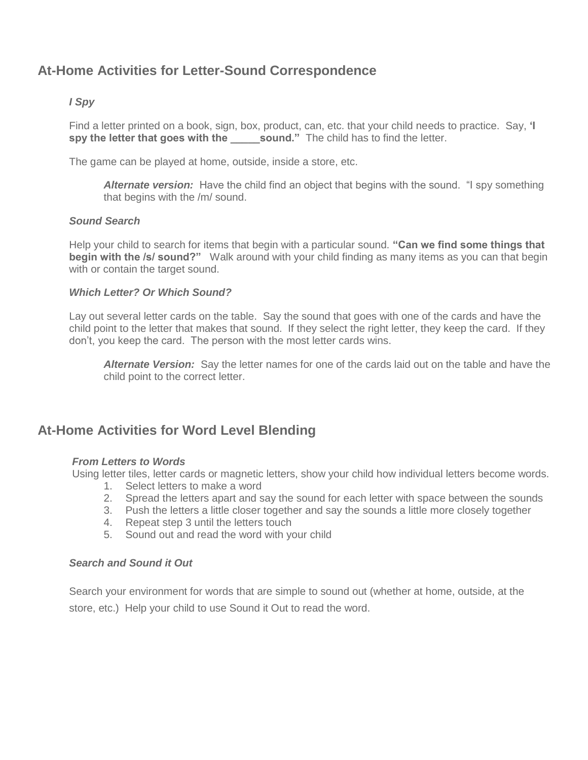## At-Home Activities for Letter-Sound Correspondence

### *I Spy*

Find a letter printed on a book, sign, box, product, can, etc. that your child needs to practice. Say, **'I spy the letter that goes with the _____sound."** The child has to find the letter.

The game can be played at home, outside, inside a store, etc.

> ***Alternate version:*** Have the child find an object that begins with the sound. "I spy something that begins with the /m/ sound.

### *Sound Search*

Help your child to search for items that begin with a particular sound. **"Can we find some things that begin with the /s/ sound?"** Walk around with your child finding as many items as you can that begin with or contain the target sound.

### *Which Letter? Or Which Sound?*

Lay out several letter cards on the table. Say the sound that goes with one of the cards and have the child point to the letter that makes that sound. If they select the right letter, they keep the card. If they don't, you keep the card. The person with the most letter cards wins.

> ***Alternate Version:*** Say the letter names for one of the cards laid out on the table and have the child point to the correct letter.

## At-Home Activities for Word Level Blending

### *From Letters to Words*

Using letter tiles, letter cards or magnetic letters, show your child how individual letters become words.

1. Select letters to make a word
2. Spread the letters apart and say the sound for each letter with space between the sounds
3. Push the letters a little closer together and say the sounds a little more closely together
4. Repeat step 3 until the letters touch
5. Sound out and read the word with your child

### *Search and Sound it Out*

Search your environment for words that are simple to sound out (whether at home, outside, at the store, etc.) Help your child to use Sound it Out to read the word.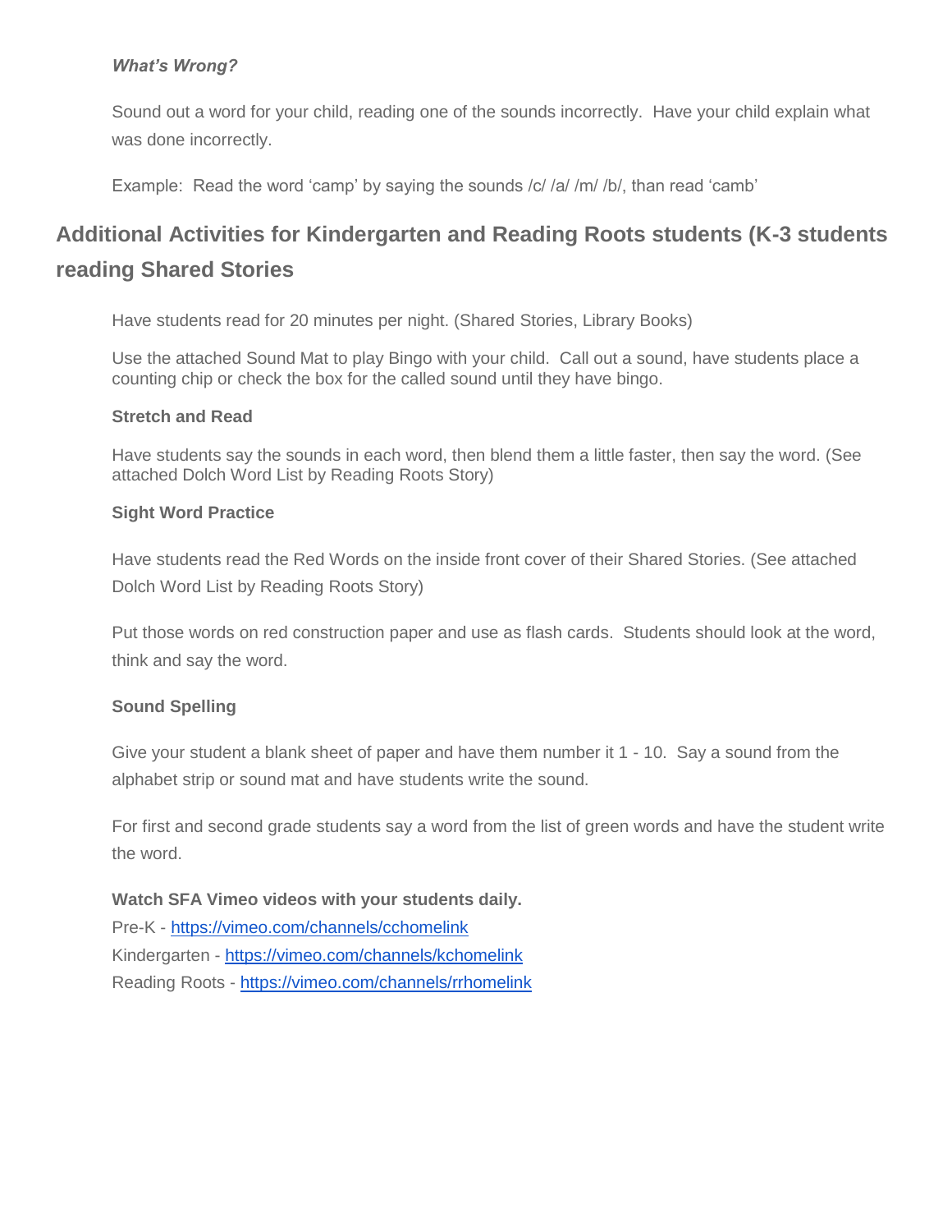***What's Wrong?***

Sound out a word for your child, reading one of the sounds incorrectly. Have your child explain what was done incorrectly.

Example: Read the word 'camp' by saying the sounds /c/ /a/ /m/ /b/, than read 'camb'

## Additional Activities for Kindergarten and Reading Roots students (K-3 students reading Shared Stories

Have students read for 20 minutes per night. (Shared Stories, Library Books)

Use the attached Sound Mat to play Bingo with your child. Call out a sound, have students place a counting chip or check the box for the called sound until they have bingo.

**Stretch and Read**

Have students say the sounds in each word, then blend them a little faster, then say the word. (See attached Dolch Word List by Reading Roots Story)

**Sight Word Practice**

Have students read the Red Words on the inside front cover of their Shared Stories. (See attached Dolch Word List by Reading Roots Story)

Put those words on red construction paper and use as flash cards. Students should look at the word, think and say the word.

**Sound Spelling**

Give your student a blank sheet of paper and have them number it 1 - 10. Say a sound from the alphabet strip or sound mat and have students write the sound.

For first and second grade students say a word from the list of green words and have the student write the word.

**Watch SFA Vimeo videos with your students daily.**

Pre-K - https://vimeo.com/channels/cchomelink
Kindergarten - https://vimeo.com/channels/kchomelink
Reading Roots - https://vimeo.com/channels/rrhomelink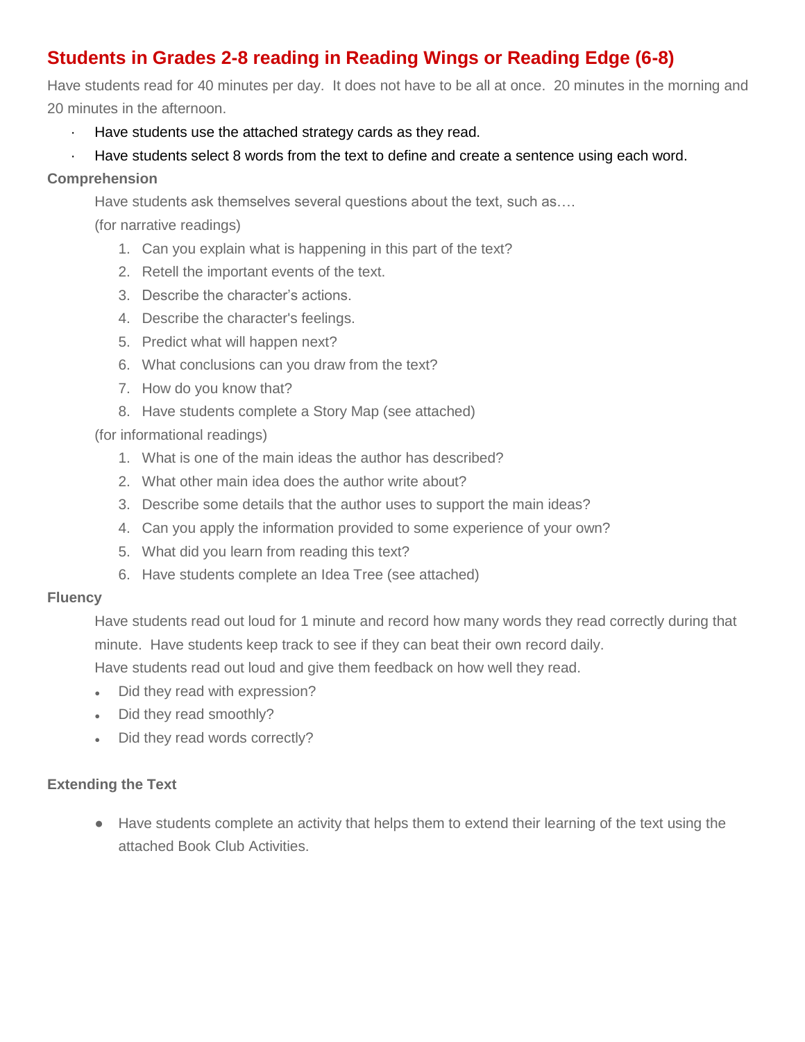## Students in Grades 2-8 reading in Reading Wings or Reading Edge (6-8)

Have students read for 40 minutes per day. It does not have to be all at once. 20 minutes in the morning and 20 minutes in the afternoon.

- Have students use the attached strategy cards as they read.
- Have students select 8 words from the text to define and create a sentence using each word.

### Comprehension

Have students ask themselves several questions about the text, such as….

(for narrative readings)

1. Can you explain what is happening in this part of the text?
2. Retell the important events of the text.
3. Describe the character's actions.
4. Describe the character's feelings.
5. Predict what will happen next?
6. What conclusions can you draw from the text?
7. How do you know that?
8. Have students complete a Story Map (see attached)

(for informational readings)

1. What is one of the main ideas the author has described?
2. What other main idea does the author write about?
3. Describe some details that the author uses to support the main ideas?
4. Can you apply the information provided to some experience of your own?
5. What did you learn from reading this text?
6. Have students complete an Idea Tree (see attached)

### Fluency

Have students read out loud for 1 minute and record how many words they read correctly during that minute. Have students keep track to see if they can beat their own record daily.

Have students read out loud and give them feedback on how well they read.

- Did they read with expression?
- Did they read smoothly?
- Did they read words correctly?

### Extending the Text

- Have students complete an activity that helps them to extend their learning of the text using the attached Book Club Activities.